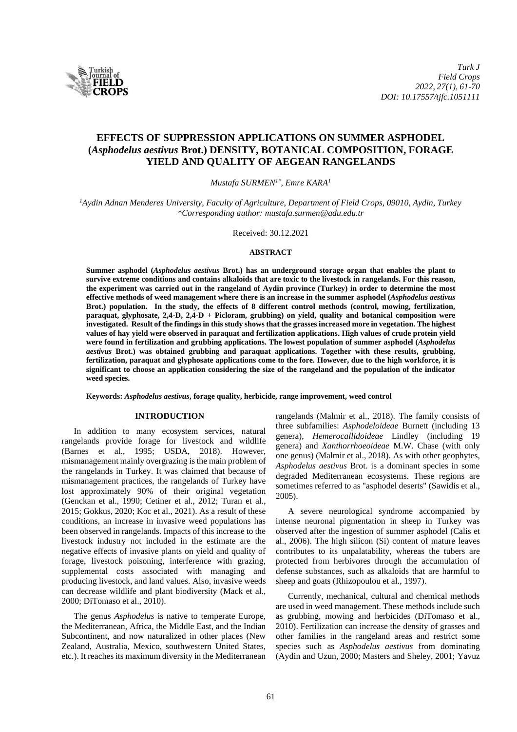# EFFECTS OF SUPPRESSION APPLICATIONS ON SUMMER ASPHODEL (*Asphodelus aestivus* Brot.) DENSITY, BOTANICAL COMPOSITION, FORAGE YIELD AND QUALITY OF AEGEAN RANGELANDS

*Mustafa SURMEN[1*], Emre KARA[1]*

*[1]Aydin Adnan Menderes University, Faculty of Agriculture, Department of Field Crops, 09010, Aydin, Turkey*
*\*Corresponding author: mustafa.surmen@adu.edu.tr*

Received: 30.12.2021

## ABSTRACT

**Summer asphodel (*Asphodelus aestivus* Brot.) has an underground storage organ that enables the plant to survive extreme conditions and contains alkaloids that are toxic to the livestock in rangelands. For this reason, the experiment was carried out in the rangeland of Aydin province (Turkey) in order to determine the most effective methods of weed management where there is an increase in the summer asphodel (*Asphodelus aestivus* Brot.) population. In the study, the effects of 8 different control methods (control, mowing, fertilization, paraquat, glyphosate, 2,4-D, 2,4-D + Picloram, grubbing) on yield, quality and botanical composition were investigated. Result of the findings in this study shows that the grasses increased more in vegetation. The highest values of hay yield were observed in paraquat and fertilization applications. High values of crude protein yield were found in fertilization and grubbing applications. The lowest population of summer asphodel (*Asphodelus aestivus* Brot.) was obtained grubbing and paraquat applications. Together with these results, grubbing, fertilization, paraquat and glyphosate applications come to the fore. However, due to the high workforce, it is significant to choose an application considering the size of the rangeland and the population of the indicator weed species.**

**Keywords: *Asphodelus aestivus*, forage quality, herbicide, range improvement, weed control**

## INTRODUCTION

In addition to many ecosystem services, natural rangelands provide forage for livestock and wildlife (Barnes et al., 1995; USDA, 2018). However, mismanagement mainly overgrazing is the main problem of the rangelands in Turkey. It was claimed that because of mismanagement practices, the rangelands of Turkey have lost approximately 90% of their original vegetation (Genckan et al., 1990; Cetiner et al., 2012; Turan et al., 2015; Gokkus, 2020; Koc et al., 2021). As a result of these conditions, an increase in invasive weed populations has been observed in rangelands. Impacts of this increase to the livestock industry not included in the estimate are the negative effects of invasive plants on yield and quality of forage, livestock poisoning, interference with grazing, supplemental costs associated with managing and producing livestock, and land values. Also, invasive weeds can decrease wildlife and plant biodiversity (Mack et al., 2000; DiTomaso et al., 2010).

The genus *Asphodelus* is native to temperate Europe, the Mediterranean, Africa, the Middle East, and the Indian Subcontinent, and now naturalized in other places (New Zealand, Australia, Mexico, southwestern United States, etc.). It reaches its maximum diversity in the Mediterranean rangelands (Malmir et al., 2018). The family consists of three subfamilies: *Asphodeloideae* Burnett (including 13 genera), *Hemerocallidoideae* Lindley (including 19 genera) and *Xanthorrhoeoideae* M.W. Chase (with only one genus) (Malmir et al., 2018). As with other geophytes, *Asphodelus aestivus* Brot. is a dominant species in some degraded Mediterranean ecosystems. These regions are sometimes referred to as "asphodel deserts" (Sawidis et al., 2005).

A severe neurological syndrome accompanied by intense neuronal pigmentation in sheep in Turkey was observed after the ingestion of summer asphodel (Calis et al., 2006). The high silicon (Si) content of mature leaves contributes to its unpalatability, whereas the tubers are protected from herbivores through the accumulation of defense substances, such as alkaloids that are harmful to sheep and goats (Rhizopoulou et al., 1997).

Currently, mechanical, cultural and chemical methods are used in weed management. These methods include such as grubbing, mowing and herbicides (DiTomaso et al., 2010). Fertilization can increase the density of grasses and other families in the rangeland areas and restrict some species such as *Asphodelus aestivus* from dominating (Aydin and Uzun, 2000; Masters and Sheley, 2001; Yavuz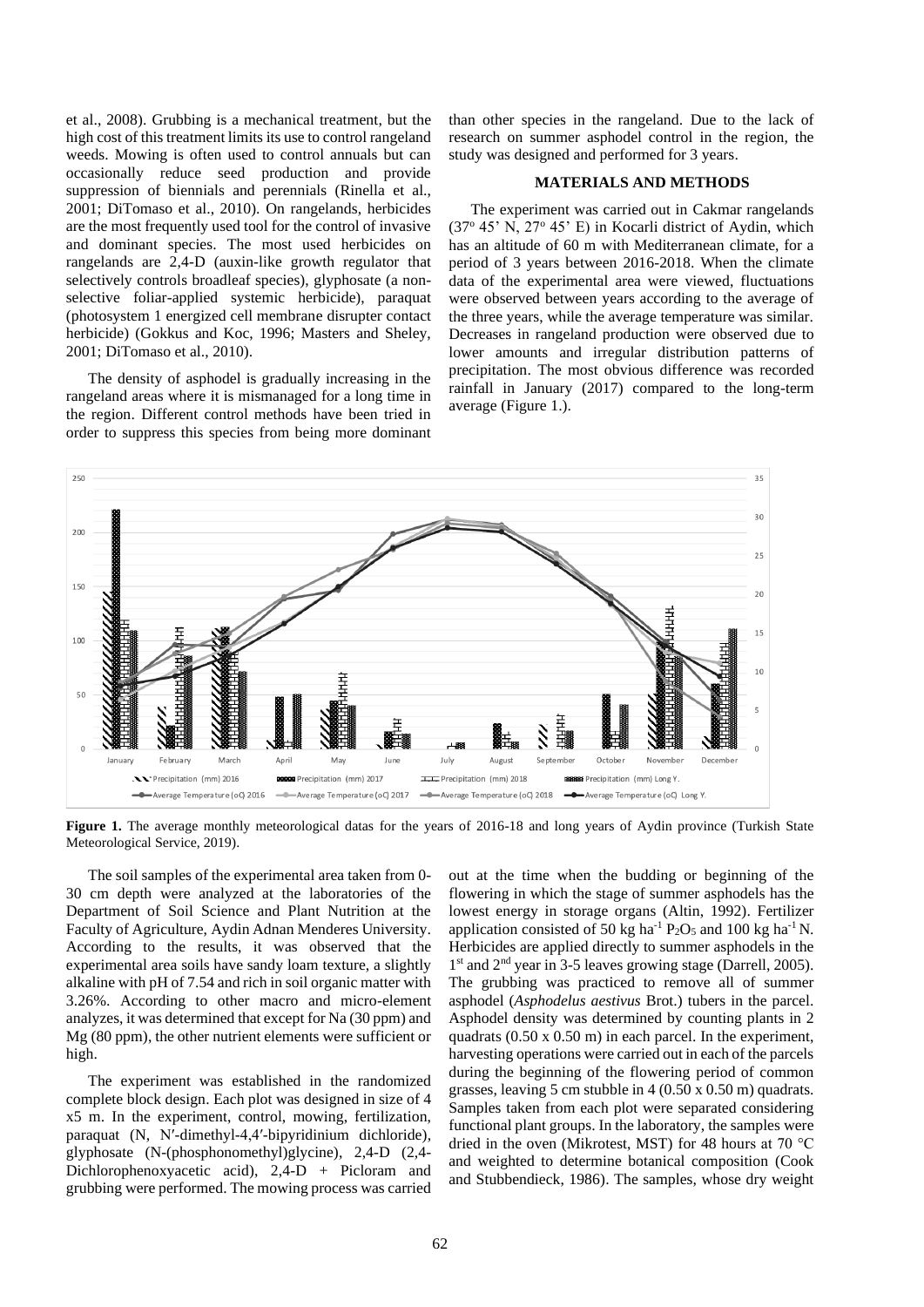et al., 2008). Grubbing is a mechanical treatment, but the high cost of this treatment limits its use to control rangeland weeds. Mowing is often used to control annuals but can occasionally reduce seed production and provide suppression of biennials and perennials (Rinella et al., 2001; DiTomaso et al., 2010). On rangelands, herbicides are the most frequently used tool for the control of invasive and dominant species. The most used herbicides on rangelands are 2,4-D (auxin-like growth regulator that selectively controls broadleaf species), glyphosate (a non-selective foliar-applied systemic herbicide), paraquat (photosystem 1 energized cell membrane disrupter contact herbicide) (Gokkus and Koc, 1996; Masters and Sheley, 2001; DiTomaso et al., 2010).

The density of asphodel is gradually increasing in the rangeland areas where it is mismanaged for a long time in the region. Different control methods have been tried in order to suppress this species from being more dominant than other species in the rangeland. Due to the lack of research on summer asphodel control in the region, the study was designed and performed for 3 years.

## MATERIALS AND METHODS

The experiment was carried out in Cakmar rangelands (37° 45' N, 27° 45' E) in Kocarli district of Aydin, which has an altitude of 60 m with Mediterranean climate, for a period of 3 years between 2016-2018. When the climate data of the experimental area were viewed, fluctuations were observed between years according to the average of the three years, while the average temperature was similar. Decreases in rangeland production were observed due to lower amounts and irregular distribution patterns of precipitation. The most obvious difference was recorded rainfall in January (2017) compared to the long-term average (Figure 1.).

**Figure 1.** The average monthly meteorological datas for the years of 2016-18 and long years of Aydin province (Turkish State Meteorological Service, 2019).

The soil samples of the experimental area taken from 0-30 cm depth were analyzed at the laboratories of the Department of Soil Science and Plant Nutrition at the Faculty of Agriculture, Aydin Adnan Menderes University. According to the results, it was observed that the experimental area soils have sandy loam texture, a slightly alkaline with pH of 7.54 and rich in soil organic matter with 3.26%. According to other macro and micro-element analyzes, it was determined that except for Na (30 ppm) and Mg (80 ppm), the other nutrient elements were sufficient or high.

The experiment was established in the randomized complete block design. Each plot was designed in size of 4 x5 m. In the experiment, control, mowing, fertilization, paraquat (N, N′-dimethyl-4,4′-bipyridinium dichloride), glyphosate (N-(phosphonomethyl)glycine), 2,4-D (2,4-Dichlorophenoxyacetic acid), 2,4-D + Picloram and grubbing were performed. The mowing process was carried out at the time when the budding or beginning of the flowering in which the stage of summer asphodels has the lowest energy in storage organs (Altin, 1992). Fertilizer application consisted of 50 kg $ha^{-1}$ $P_2O_5$ and 100 kg $ha^{-1}$ N. Herbicides are applied directly to summer asphodels in the 1st and 2nd year in 3-5 leaves growing stage (Darrell, 2005). The grubbing was practiced to remove all of summer asphodel (*Asphodelus aestivus* Brot.) tubers in the parcel. Asphodel density was determined by counting plants in 2 quadrats (0.50 x 0.50 m) in each parcel. In the experiment, harvesting operations were carried out in each of the parcels during the beginning of the flowering period of common grasses, leaving 5 cm stubble in 4 (0.50 x 0.50 m) quadrats. Samples taken from each plot were separated considering functional plant groups. In the laboratory, the samples were dried in the oven (Mikrotest, MST) for 48 hours at 70 °C and weighted to determine botanical composition (Cook and Stubbendieck, 1986). The samples, whose dry weight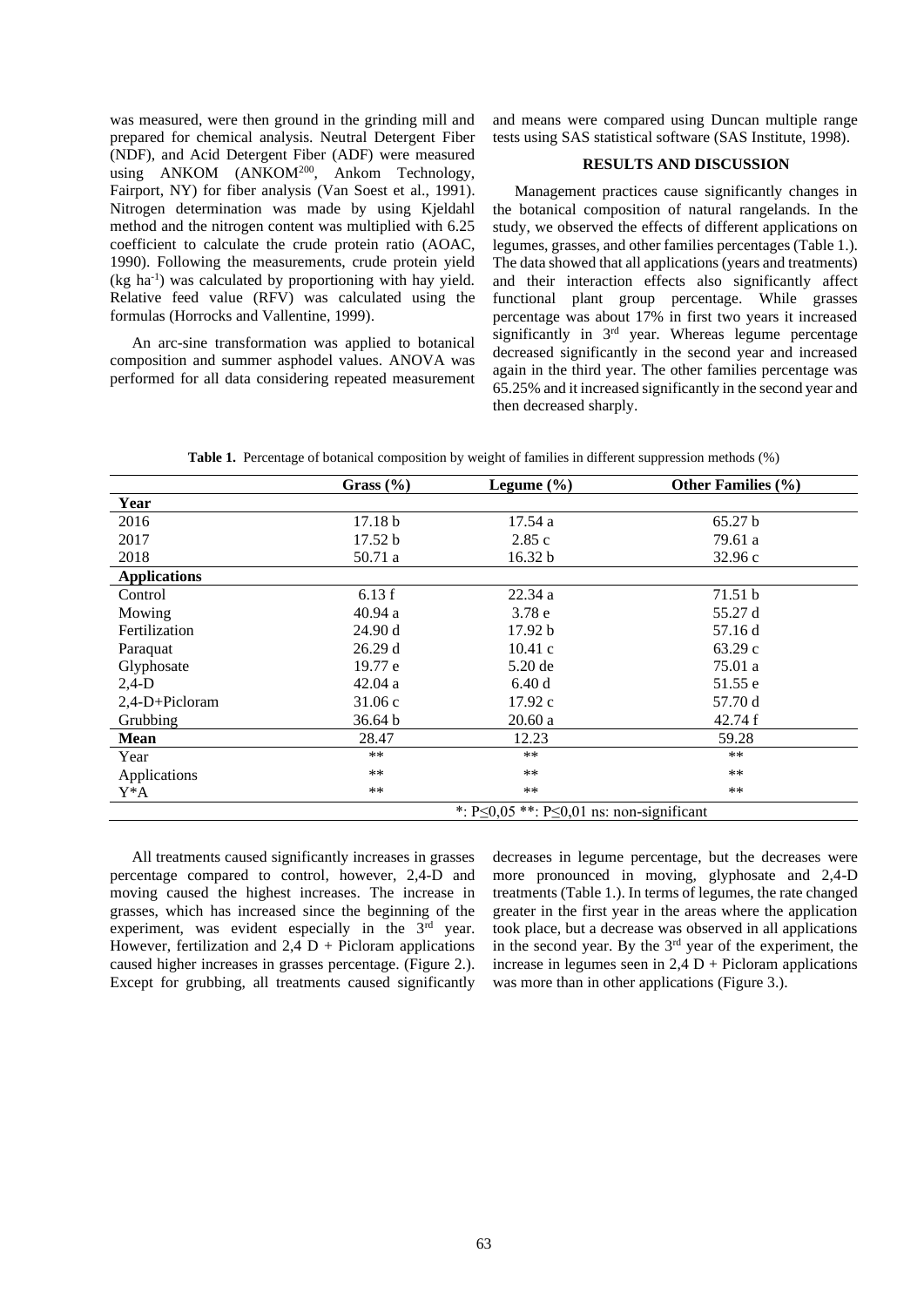was measured, were then ground in the grinding mill and prepared for chemical analysis. Neutral Detergent Fiber (NDF), and Acid Detergent Fiber (ADF) were measured using ANKOM (ANKOM[200], Ankom Technology, Fairport, NY) for fiber analysis (Van Soest et al., 1991). Nitrogen determination was made by using Kjeldahl method and the nitrogen content was multiplied with 6.25 coefficient to calculate the crude protein ratio (AOAC, 1990). Following the measurements, crude protein yield (kg $ha^{-1}$) was calculated by proportioning with hay yield. Relative feed value (RFV) was calculated using the formulas (Horrocks and Vallentine, 1999).

An arc-sine transformation was applied to botanical composition and summer asphodel values. ANOVA was performed for all data considering repeated measurement and means were compared using Duncan multiple range tests using SAS statistical software (SAS Institute, 1998).

## RESULTS AND DISCUSSION

Management practices cause significantly changes in the botanical composition of natural rangelands. In the study, we observed the effects of different applications on legumes, grasses, and other families percentages (Table 1.). The data showed that all applications (years and treatments) and their interaction effects also significantly affect functional plant group percentage. While grasses percentage was about 17% in first two years it increased significantly in 3[rd] year. Whereas legume percentage decreased significantly in the second year and increased again in the third year. The other families percentage was 65.25% and it increased significantly in the second year and then decreased sharply.

**Table 1.** Percentage of botanical composition by weight of families in different suppression methods (%)

| | Grass (%) | Legume (%) | Other Families (%) |
|---|---|---|---|
| **Year** | | | |
| 2016 | 17.18 b | 17.54 a | 65.27 b |
| 2017 | 17.52 b | 2.85 c | 79.61 a |
| 2018 | 50.71 a | 16.32 b | 32.96 c |
| **Applications** | | | |
| Control | 6.13 f | 22.34 a | 71.51 b |
| Mowing | 40.94 a | 3.78 e | 55.27 d |
| Fertilization | 24.90 d | 17.92 b | 57.16 d |
| Paraquat | 26.29 d | 10.41 c | 63.29 c |
| Glyphosate | 19.77 e | 5.20 de | 75.01 a |
| 2,4-D | 42.04 a | 6.40 d | 51.55 e |
| 2,4-D+Picloram | 31.06 c | 17.92 c | 57.70 d |
| Grubbing | 36.64 b | 20.60 a | 42.74 f |
| **Mean** | 28.47 | 12.23 | 59.28 |
| Year | ** | ** | ** |
| Applications | ** | ** | ** |
| Y*A | ** | ** | ** |
| | *: P≤0,05 **: P≤0,01 ns: non-significant | | |

All treatments caused significantly increases in grasses percentage compared to control, however, 2,4-D and moving caused the highest increases. The increase in grasses, which has increased since the beginning of the experiment, was evident especially in the 3[rd] year. However, fertilization and 2,4 D + Picloram applications caused higher increases in grasses percentage. (Figure 2.). Except for grubbing, all treatments caused significantly decreases in legume percentage, but the decreases were more pronounced in moving, glyphosate and 2,4-D treatments (Table 1.). In terms of legumes, the rate changed greater in the first year in the areas where the application took place, but a decrease was observed in all applications in the second year. By the 3[rd] year of the experiment, the increase in legumes seen in 2,4 D + Picloram applications was more than in other applications (Figure 3.).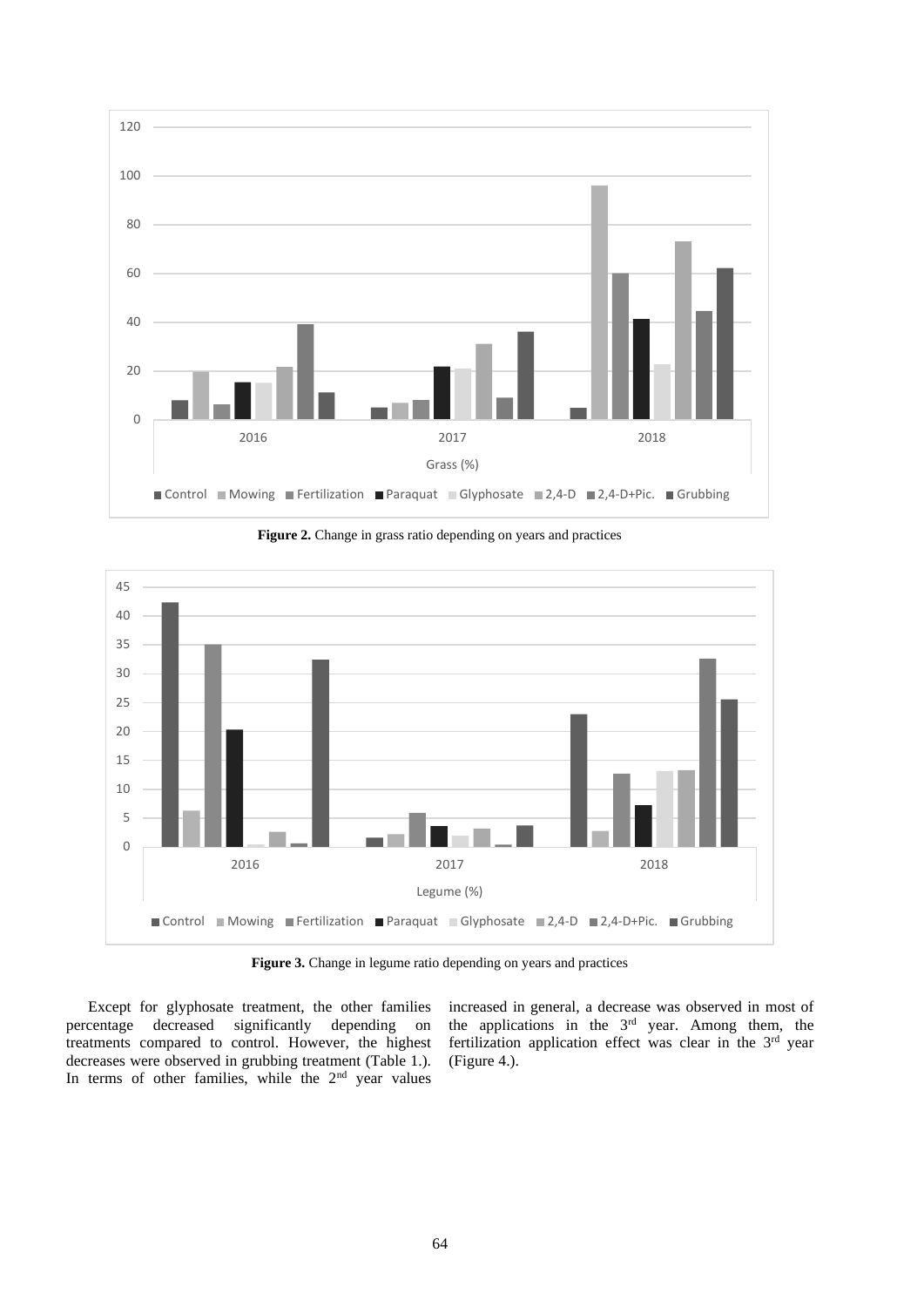**Figure 2.** Change in grass ratio depending on years and practices

**Figure 3.** Change in legume ratio depending on years and practices

Except for glyphosate treatment, the other families percentage decreased significantly depending on treatments compared to control. However, the highest decreases were observed in grubbing treatment (Table 1.). In terms of other families, while the 2nd year values increased in general, a decrease was observed in most of the applications in the 3rd year. Among them, the fertilization application effect was clear in the 3rd year (Figure 4.).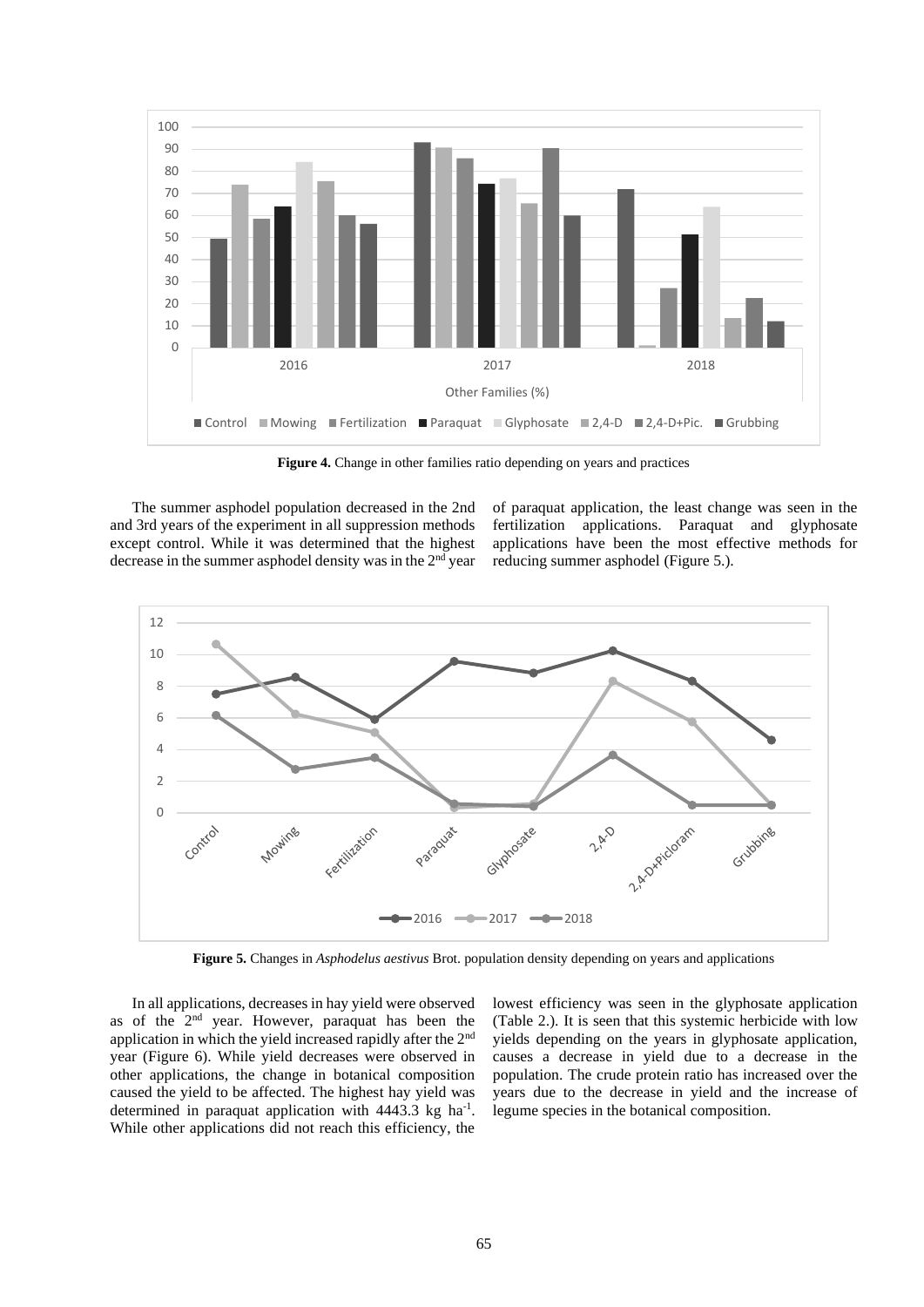Figure 4. Change in other families ratio depending on years and practices

The summer asphodel population decreased in the 2nd and 3rd years of the experiment in all suppression methods except control. While it was determined that the highest decrease in the summer asphodel density was in the 2nd year of paraquat application, the least change was seen in the fertilization applications. Paraquat and glyphosate applications have been the most effective methods for reducing summer asphodel (Figure 5.).

**Figure 5.** Changes in *Asphodelus aestivus* Brot. population density depending on years and applications

In all applications, decreases in hay yield were observed as of the 2nd year. However, paraquat has been the application in which the yield increased rapidly after the 2nd year (Figure 6). While yield decreases were observed in other applications, the change in botanical composition caused the yield to be affected. The highest hay yield was determined in paraquat application with 4443.3 kg ha$^{-1}$. While other applications did not reach this efficiency, the lowest efficiency was seen in the glyphosate application (Table 2.). It is seen that this systemic herbicide with low yields depending on the years in glyphosate application, causes a decrease in yield due to a decrease in the population. The crude protein ratio has increased over the years due to the decrease in yield and the increase of legume species in the botanical composition.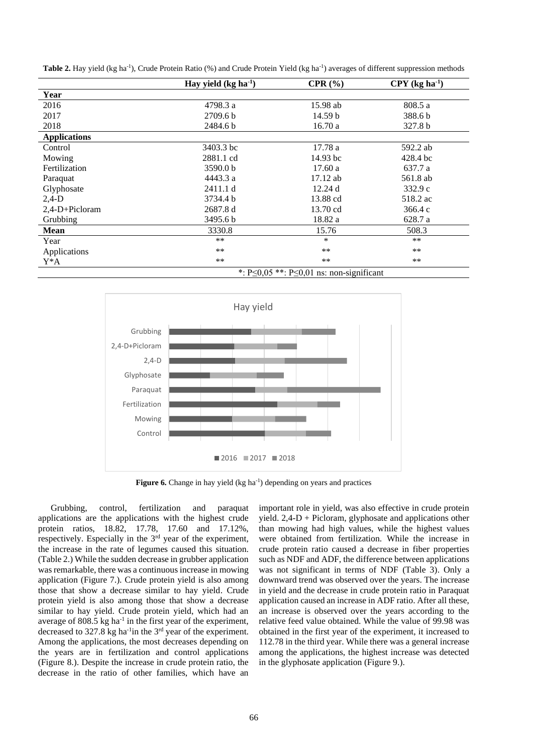**Table 2.** Hay yield (kg $ha^{-1}$), Crude Protein Ratio (%) and Crude Protein Yield (kg $ha^{-1}$) averages of different suppression methods

| | Hay yield (kg $ha^{-1}$) | CPR (%) | CPY (kg $ha^{-1}$) |
|---|---|---|---|
| **Year** | | | |
| 2016 | 4798.3 a | 15.98 ab | 808.5 a |
| 2017 | 2709.6 b | 14.59 b | 388.6 b |
| 2018 | 2484.6 b | 16.70 a | 327.8 b |
| **Applications** | | | |
| Control | 3403.3 bc | 17.78 a | 592.2 ab |
| Mowing | 2881.1 cd | 14.93 bc | 428.4 bc |
| Fertilization | 3590.0 b | 17.60 a | 637.7 a |
| Paraquat | 4443.3 a | 17.12 ab | 561.8 ab |
| Glyphosate | 2411.1 d | 12.24 d | 332.9 c |
| 2,4-D | 3734.4 b | 13.88 cd | 518.2 ac |
| 2,4-D+Picloram | 2687.8 d | 13.70 cd | 366.4 c |
| Grubbing | 3495.6 b | 18.82 a | 628.7 a |
| **Mean** | 3330.8 | 15.76 | 508.3 |
| Year | ** | * | ** |
| Applications | ** | ** | ** |
| Y*A | ** | ** | ** |

*: P≤0,05 **: P≤0,01 ns: non-significant

**Figure 6.** Change in hay yield (kg $ha^{-1}$) depending on years and practices

Grubbing, control, fertilization and paraquat applications are the applications with the highest crude protein ratios, 18.82, 17.78, 17.60 and 17.12%, respectively. Especially in the 3rd year of the experiment, the increase in the rate of legumes caused this situation. (Table 2.) While the sudden decrease in grubber application was remarkable, there was a continuous increase in mowing application (Figure 7.). Crude protein yield is also among those that show a decrease similar to hay yield. Crude protein yield is also among those that show a decrease similar to hay yield. Crude protein yield, which had an average of 808.5 kg $ha^{-1}$ in the first year of the experiment, decreased to 327.8 kg $ha^{-1}$in the 3rd year of the experiment. Among the applications, the most decreases depending on the years are in fertilization and control applications (Figure 8.). Despite the increase in crude protein ratio, the decrease in the ratio of other families, which have an important role in yield, was also effective in crude protein yield. 2,4-D + Picloram, glyphosate and applications other than mowing had high values, while the highest values were obtained from fertilization. While the increase in crude protein ratio caused a decrease in fiber properties such as NDF and ADF, the difference between applications was not significant in terms of NDF (Table 3). Only a downward trend was observed over the years. The increase in yield and the decrease in crude protein ratio in Paraquat application caused an increase in ADF ratio. After all these, an increase is observed over the years according to the relative feed value obtained. While the value of 99.98 was obtained in the first year of the experiment, it increased to 112.78 in the third year. While there was a general increase among the applications, the highest increase was detected in the glyphosate application (Figure 9.).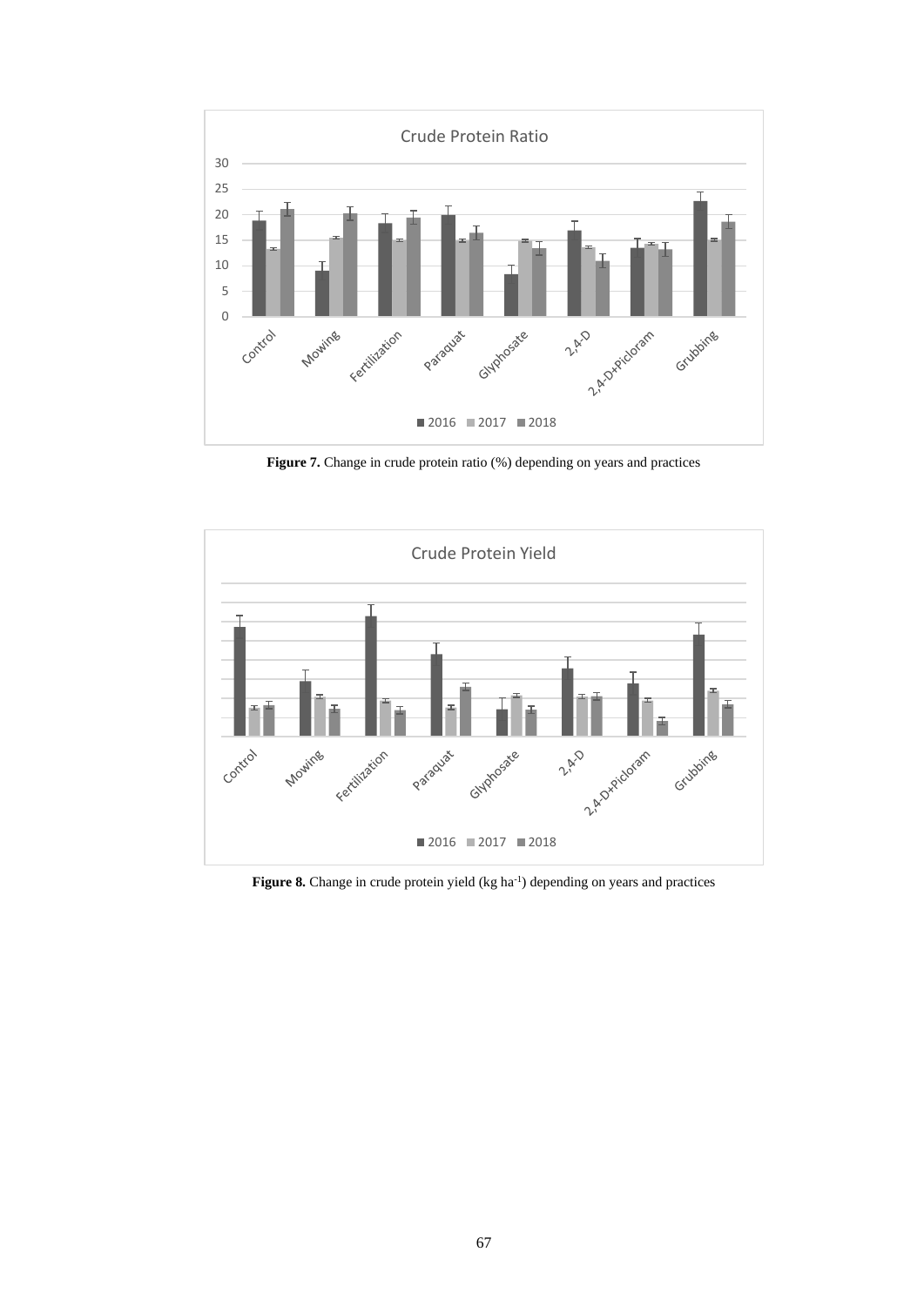**Figure 7.** Change in crude protein ratio (%) depending on years and practices

**Figure 8.** Change in crude protein yield (kg $ha^{-1}$) depending on years and practices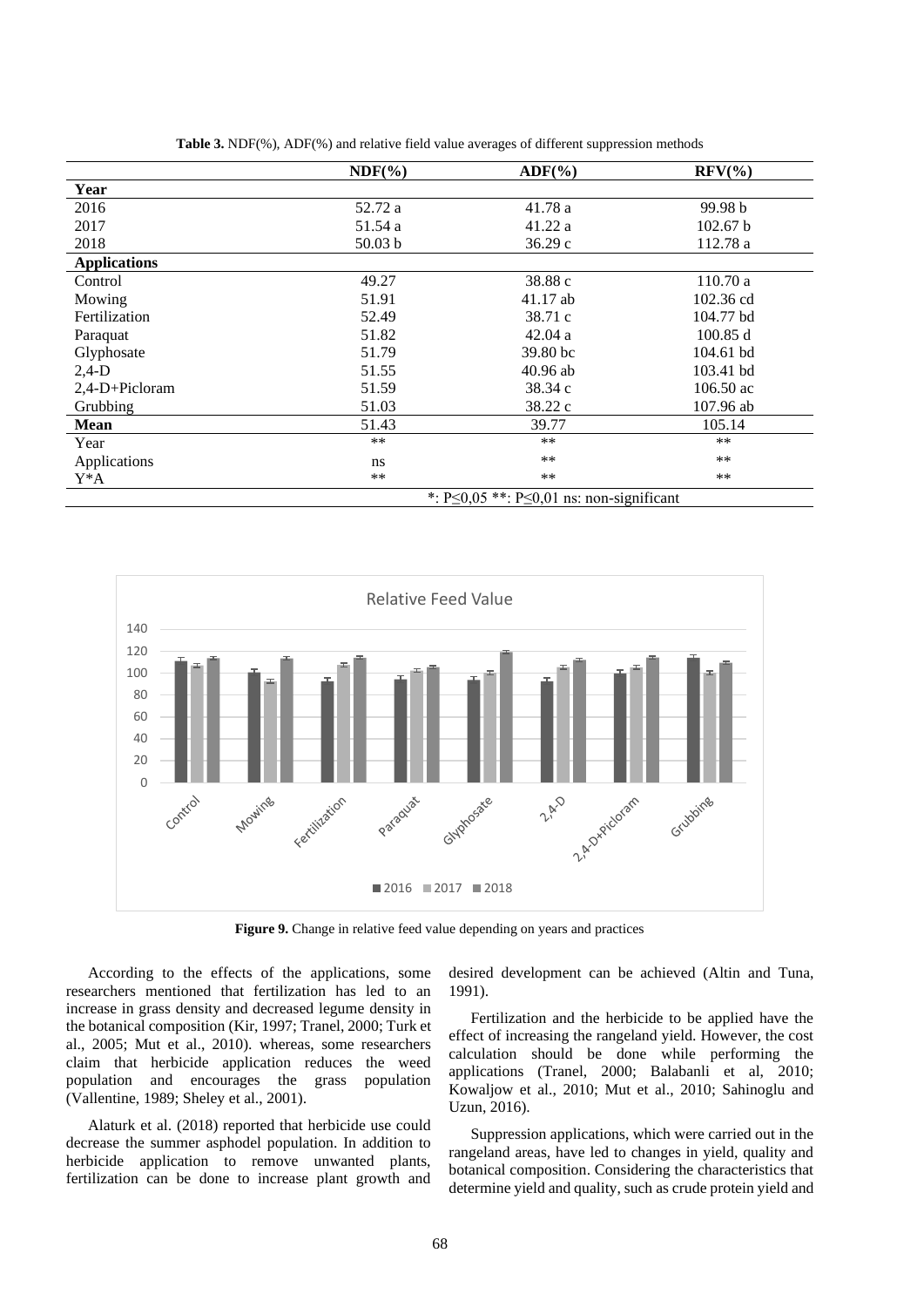**Table 3.** NDF(%), ADF(%) and relative field value averages of different suppression methods

| | NDF(%) | ADF(%) | RFV(%) |
|---|---|---|---|
| **Year** | | | |
| 2016 | 52.72 a | 41.78 a | 99.98 b |
| 2017 | 51.54 a | 41.22 a | 102.67 b |
| 2018 | 50.03 b | 36.29 c | 112.78 a |
| **Applications** | | | |
| Control | 49.27 | 38.88 c | 110.70 a |
| Mowing | 51.91 | 41.17 ab | 102.36 cd |
| Fertilization | 52.49 | 38.71 c | 104.77 bd |
| Paraquat | 51.82 | 42.04 a | 100.85 d |
| Glyphosate | 51.79 | 39.80 bc | 104.61 bd |
| 2,4-D | 51.55 | 40.96 ab | 103.41 bd |
| 2,4-D+Picloram | 51.59 | 38.34 c | 106.50 ac |
| Grubbing | 51.03 | 38.22 c | 107.96 ab |
| **Mean** | 51.43 | 39.77 | 105.14 |
| Year | ** | ** | ** |
| Applications | ns | ** | ** |
| Y*A | ** | ** | ** |

*: P≤0,05 **: P≤0,01 ns: non-significant

**Figure 9.** Change in relative feed value depending on years and practices

According to the effects of the applications, some researchers mentioned that fertilization has led to an increase in grass density and decreased legume density in the botanical composition (Kir, 1997; Tranel, 2000; Turk et al., 2005; Mut et al., 2010). whereas, some researchers claim that herbicide application reduces the weed population and encourages the grass population (Vallentine, 1989; Sheley et al., 2001).

Alaturk et al. (2018) reported that herbicide use could decrease the summer asphodel population. In addition to herbicide application to remove unwanted plants, fertilization can be done to increase plant growth and desired development can be achieved (Altin and Tuna, 1991).

Fertilization and the herbicide to be applied have the effect of increasing the rangeland yield. However, the cost calculation should be done while performing the applications (Tranel, 2000; Balabanli et al, 2010; Kowaljow et al., 2010; Mut et al., 2010; Sahinoglu and Uzun, 2016).

Suppression applications, which were carried out in the rangeland areas, have led to changes in yield, quality and botanical composition. Considering the characteristics that determine yield and quality, such as crude protein yield and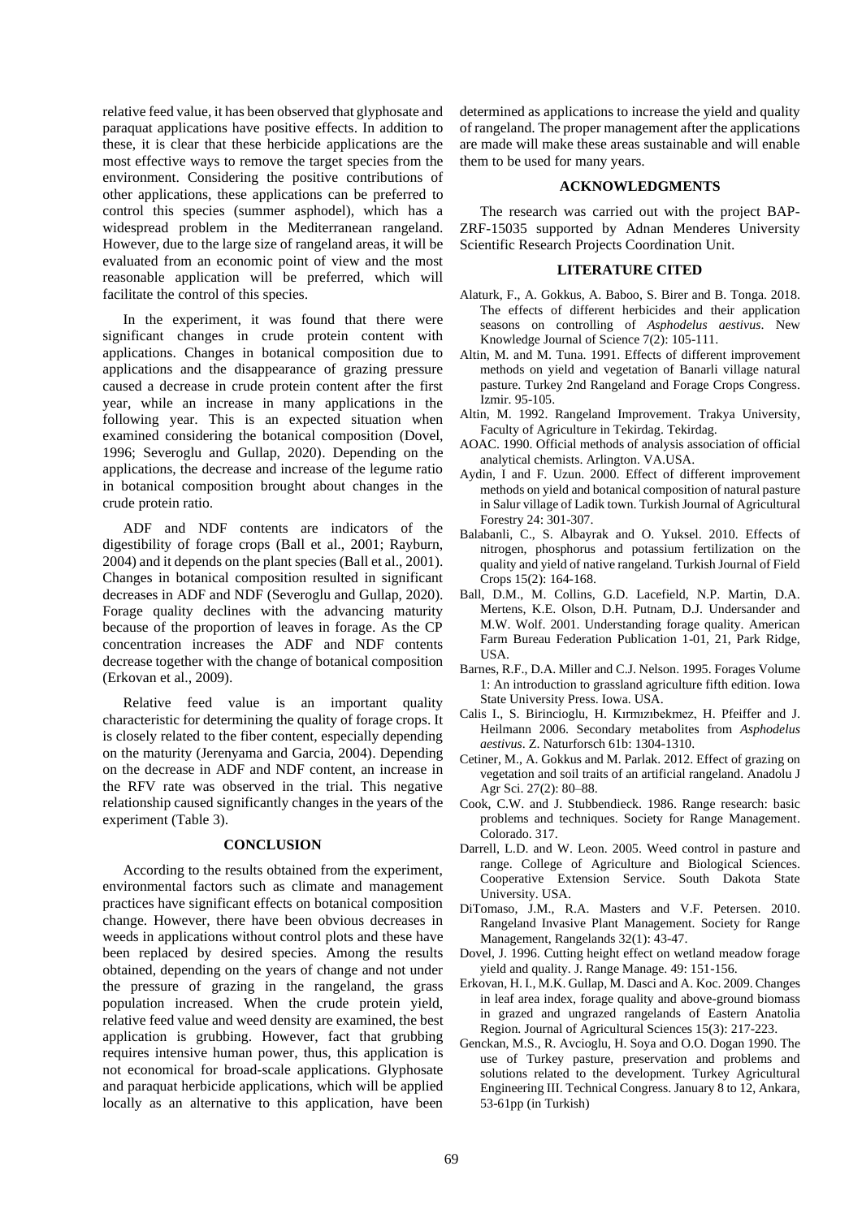relative feed value, it has been observed that glyphosate and paraquat applications have positive effects. In addition to these, it is clear that these herbicide applications are the most effective ways to remove the target species from the environment. Considering the positive contributions of other applications, these applications can be preferred to control this species (summer asphodel), which has a widespread problem in the Mediterranean rangeland. However, due to the large size of rangeland areas, it will be evaluated from an economic point of view and the most reasonable application will be preferred, which will facilitate the control of this species.

In the experiment, it was found that there were significant changes in crude protein content with applications. Changes in botanical composition due to applications and the disappearance of grazing pressure caused a decrease in crude protein content after the first year, while an increase in many applications in the following year. This is an expected situation when examined considering the botanical composition (Dovel, 1996; Severoglu and Gullap, 2020). Depending on the applications, the decrease and increase of the legume ratio in botanical composition brought about changes in the crude protein ratio.

ADF and NDF contents are indicators of the digestibility of forage crops (Ball et al., 2001; Rayburn, 2004) and it depends on the plant species (Ball et al., 2001). Changes in botanical composition resulted in significant decreases in ADF and NDF (Severoglu and Gullap, 2020). Forage quality declines with the advancing maturity because of the proportion of leaves in forage. As the CP concentration increases the ADF and NDF contents decrease together with the change of botanical composition (Erkovan et al., 2009).

Relative feed value is an important quality characteristic for determining the quality of forage crops. It is closely related to the fiber content, especially depending on the maturity (Jerenyama and Garcia, 2004). Depending on the decrease in ADF and NDF content, an increase in the RFV rate was observed in the trial. This negative relationship caused significantly changes in the years of the experiment (Table 3).

## CONCLUSION

According to the results obtained from the experiment, environmental factors such as climate and management practices have significant effects on botanical composition change. However, there have been obvious decreases in weeds in applications without control plots and these have been replaced by desired species. Among the results obtained, depending on the years of change and not under the pressure of grazing in the rangeland, the grass population increased. When the crude protein yield, relative feed value and weed density are examined, the best application is grubbing. However, fact that grubbing requires intensive human power, thus, this application is not economical for broad-scale applications. Glyphosate and paraquat herbicide applications, which will be applied locally as an alternative to this application, have been determined as applications to increase the yield and quality of rangeland. The proper management after the applications are made will make these areas sustainable and will enable them to be used for many years.

## ACKNOWLEDGMENTS

The research was carried out with the project BAP-ZRF-15035 supported by Adnan Menderes University Scientific Research Projects Coordination Unit.

## LITERATURE CITED

Alaturk, F., A. Gokkus, A. Baboo, S. Birer and B. Tonga. 2018. The effects of different herbicides and their application seasons on controlling of *Asphodelus aestivus*. New Knowledge Journal of Science 7(2): 105-111.

Altin, M. and M. Tuna. 1991. Effects of different improvement methods on yield and vegetation of Banarli village natural pasture. Turkey 2nd Rangeland and Forage Crops Congress. Izmir. 95-105.

Altin, M. 1992. Rangeland Improvement. Trakya University, Faculty of Agriculture in Tekirdag. Tekirdag.

AOAC. 1990. Official methods of analysis association of official analytical chemists. Arlington. VA.USA.

Aydin, I and F. Uzun. 2000. Effect of different improvement methods on yield and botanical composition of natural pasture in Salur village of Ladik town. Turkish Journal of Agricultural Forestry 24: 301-307.

Balabanli, C., S. Albayrak and O. Yuksel. 2010. Effects of nitrogen, phosphorus and potassium fertilization on the quality and yield of native rangeland. Turkish Journal of Field Crops 15(2): 164-168.

Ball, D.M., M. Collins, G.D. Lacefield, N.P. Martin, D.A. Mertens, K.E. Olson, D.H. Putnam, D.J. Undersander and M.W. Wolf. 2001. Understanding forage quality. American Farm Bureau Federation Publication 1-01, 21, Park Ridge, USA.

Barnes, R.F., D.A. Miller and C.J. Nelson. 1995. Forages Volume 1: An introduction to grassland agriculture fifth edition. Iowa State University Press. Iowa. USA.

Calis I., S. Birincioglu, H. Kırmızıbekmez, H. Pfeiffer and J. Heilmann 2006. Secondary metabolites from *Asphodelus aestivus*. Z. Naturforsch 61b: 1304-1310.

Cetiner, M., A. Gokkus and M. Parlak. 2012. Effect of grazing on vegetation and soil traits of an artificial rangeland. Anadolu J Agr Sci. 27(2): 80–88.

Cook, C.W. and J. Stubbendieck. 1986. Range research: basic problems and techniques. Society for Range Management. Colorado. 317.

Darrell, L.D. and W. Leon. 2005. Weed control in pasture and range. College of Agriculture and Biological Sciences. Cooperative Extension Service. South Dakota State University. USA.

DiTomaso, J.M., R.A. Masters and V.F. Petersen. 2010. Rangeland Invasive Plant Management. Society for Range Management, Rangelands 32(1): 43-47.

Dovel, J. 1996. Cutting height effect on wetland meadow forage yield and quality. J. Range Manage. 49: 151-156.

Erkovan, H. I., M.K. Gullap, M. Dasci and A. Koc. 2009. Changes in leaf area index, forage quality and above-ground biomass in grazed and ungrazed rangelands of Eastern Anatolia Region. Journal of Agricultural Sciences 15(3): 217-223.

Genckan, M.S., R. Avcioglu, H. Soya and O.O. Dogan 1990. The use of Turkey pasture, preservation and problems and solutions related to the development. Turkey Agricultural Engineering III. Technical Congress. January 8 to 12, Ankara, 53-61pp (in Turkish)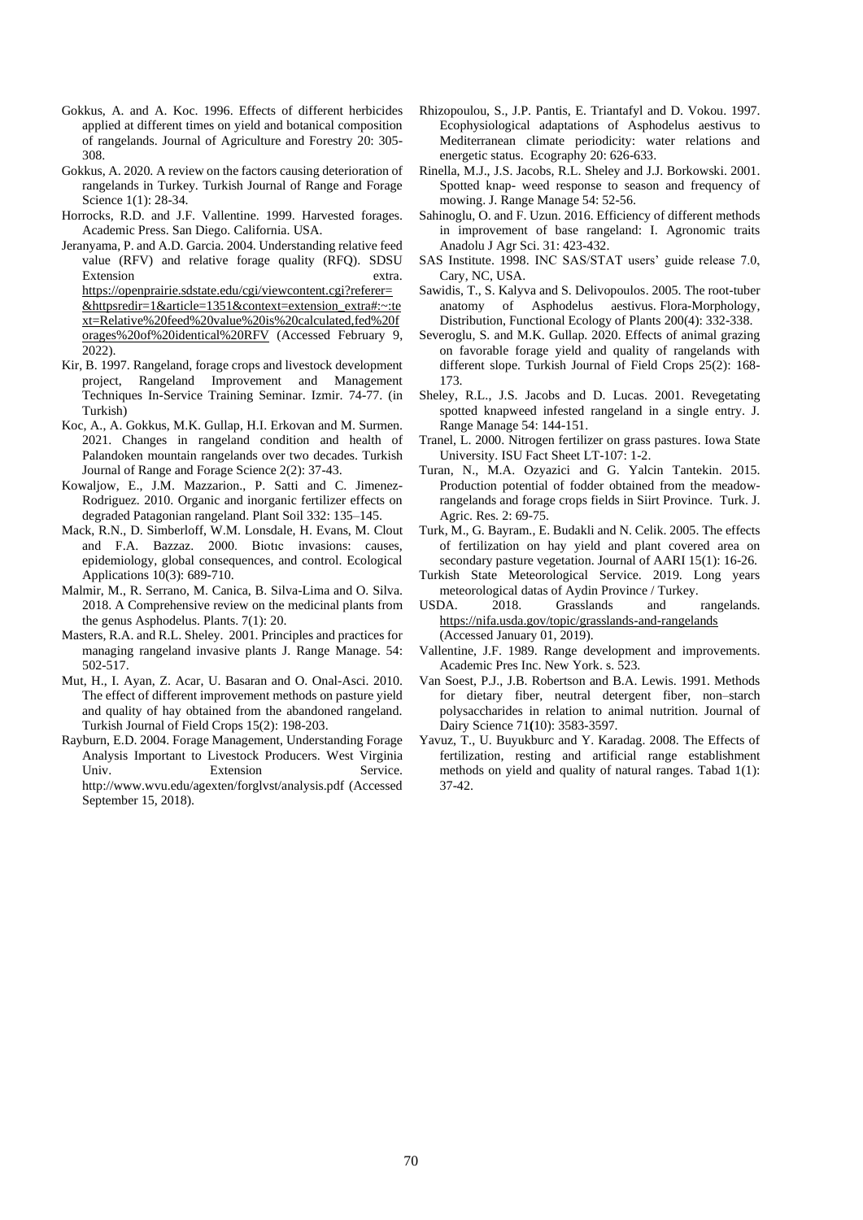Gokkus, A. and A. Koc. 1996. Effects of different herbicides applied at different times on yield and botanical composition of rangelands. Journal of Agriculture and Forestry 20: 305-308.

Gokkus, A. 2020. A review on the factors causing deterioration of rangelands in Turkey. Turkish Journal of Range and Forage Science 1(1): 28-34.

Horrocks, R.D. and J.F. Vallentine. 1999. Harvested forages. Academic Press. San Diego. California. USA.

Jeranyama, P. and A.D. Garcia. 2004. Understanding relative feed value (RFV) and relative forage quality (RFQ). SDSU Extension extra. https://openprairie.sdstate.edu/cgi/viewcontent.cgi?referer=&httpsredir=1&article=1351&context=extension_extra#:~:text=Relative%20feed%20value%20is%20calculated,fed%20forages%20of%20identical%20RFV (Accessed February 9, 2022).

Kir, B. 1997. Rangeland, forage crops and livestock development project, Rangeland Improvement and Management Techniques In-Service Training Seminar. Izmir. 74-77. (in Turkish)

Koc, A., A. Gokkus, M.K. Gullap, H.I. Erkovan and M. Surmen. 2021. Changes in rangeland condition and health of Palandoken mountain rangelands over two decades. Turkish Journal of Range and Forage Science 2(2): 37-43.

Kowaljow, E., J.M. Mazzarion., P. Satti and C. Jimenez-Rodriguez. 2010. Organic and inorganic fertilizer effects on degraded Patagonian rangeland. Plant Soil 332: 135–145.

Mack, R.N., D. Simberloff, W.M. Lonsdale, H. Evans, M. Clout and F.A. Bazzaz. 2000. Biotıc invasions: causes, epidemiology, global consequences, and control. Ecological Applications 10(3): 689-710.

Malmir, M., R. Serrano, M. Canica, B. Silva-Lima and O. Silva. 2018. A Comprehensive review on the medicinal plants from the genus Asphodelus. Plants. 7(1): 20.

Masters, R.A. and R.L. Sheley. 2001. Principles and practices for managing rangeland invasive plants J. Range Manage. 54: 502-517.

Mut, H., I. Ayan, Z. Acar, U. Basaran and O. Onal-Asci. 2010. The effect of different improvement methods on pasture yield and quality of hay obtained from the abandoned rangeland. Turkish Journal of Field Crops 15(2): 198-203.

Rayburn, E.D. 2004. Forage Management, Understanding Forage Analysis Important to Livestock Producers. West Virginia Univ. Extension Service. http://www.wvu.edu/agexten/forglvst/analysis.pdf (Accessed September 15, 2018).

Rhizopoulou, S., J.P. Pantis, E. Triantafyl and D. Vokou. 1997. Ecophysiological adaptations of Asphodelus aestivus to Mediterranean climate periodicity: water relations and energetic status. Ecography 20: 626-633.

Rinella, M.J., J.S. Jacobs, R.L. Sheley and J.J. Borkowski. 2001. Spotted knap- weed response to season and frequency of mowing. J. Range Manage 54: 52-56.

Sahinoglu, O. and F. Uzun. 2016. Efficiency of different methods in improvement of base rangeland: I. Agronomic traits Anadolu J Agr Sci. 31: 423-432.

SAS Institute. 1998. INC SAS/STAT users' guide release 7.0, Cary, NC, USA.

Sawidis, T., S. Kalyva and S. Delivopoulos. 2005. The root-tuber anatomy of Asphodelus aestivus. Flora-Morphology, Distribution, Functional Ecology of Plants 200(4): 332-338.

Severoglu, S. and M.K. Gullap. 2020. Effects of animal grazing on favorable forage yield and quality of rangelands with different slope. Turkish Journal of Field Crops 25(2): 168-173.

Sheley, R.L., J.S. Jacobs and D. Lucas. 2001. Revegetating spotted knapweed infested rangeland in a single entry. J. Range Manage 54: 144-151.

Tranel, L. 2000. Nitrogen fertilizer on grass pastures. Iowa State University. ISU Fact Sheet LT-107: 1-2.

Turan, N., M.A. Ozyazici and G. Yalcin Tantekin. 2015. Production potential of fodder obtained from the meadow-rangelands and forage crops fields in Siirt Province. Turk. J. Agric. Res. 2: 69-75.

Turk, M., G. Bayram., E. Budakli and N. Celik. 2005. The effects of fertilization on hay yield and plant covered area on secondary pasture vegetation. Journal of AARI 15(1): 16-26.

Turkish State Meteorological Service. 2019. Long years meteorological datas of Aydin Province / Turkey.

USDA. 2018. Grasslands and rangelands. https://nifa.usda.gov/topic/grasslands-and-rangelands (Accessed January 01, 2019).

Vallentine, J.F. 1989. Range development and improvements. Academic Pres Inc. New York. s. 523.

Van Soest, P.J., J.B. Robertson and B.A. Lewis. 1991. Methods for dietary fiber, neutral detergent fiber, non–starch polysaccharides in relation to animal nutrition. Journal of Dairy Science 71(10): 3583-3597.

Yavuz, T., U. Buyukburc and Y. Karadag. 2008. The Effects of fertilization, resting and artificial range establishment methods on yield and quality of natural ranges. Tabad 1(1): 37-42.